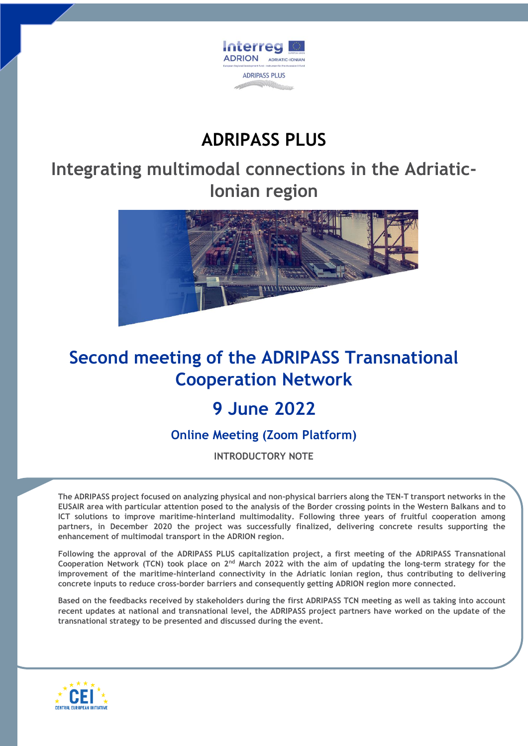# ADRIPASS PLUS

## Integrating multimodal connections in the Adriatic-Ionian region

## Second meeting of the ADRIPASS Transnational Cooperation Network

## 9 June 2022

### Online Meeting (Zoom Platform)

INTRODUCTORY NOTE

**The ADRIPASS project focused on analyzing physical and non-physical barriers along the TEN-T transport networks in the EUSAIR area with particular attention posed to the analysis of the Border crossing points in the Western Balkans and to ICT solutions to improve maritime-hinterland multimodality. Following three years of fruitful cooperation among partners, in December 2020 the project was successfully finalized, delivering concrete results supporting the enhancement of multimodal transport in the ADRION region.**

**Following the approval of the ADRIPASS PLUS capitalization project, a first meeting of the ADRIPASS Transnational Cooperation Network (TCN) took place on 2nd March 2022 with the aim of updating the long-term strategy for the improvement of the maritime-hinterland connectivity in the Adriatic Ionian region, thus contributing to delivering concrete inputs to reduce cross-border barriers and consequently getting ADRION region more connected.**

**Based on the feedbacks received by stakeholders during the first ADRIPASS TCN meeting as well as taking into account recent updates at national and transnational level, the ADRIPASS project partners have worked on the update of the transnational strategy to be presented and discussed during the event.**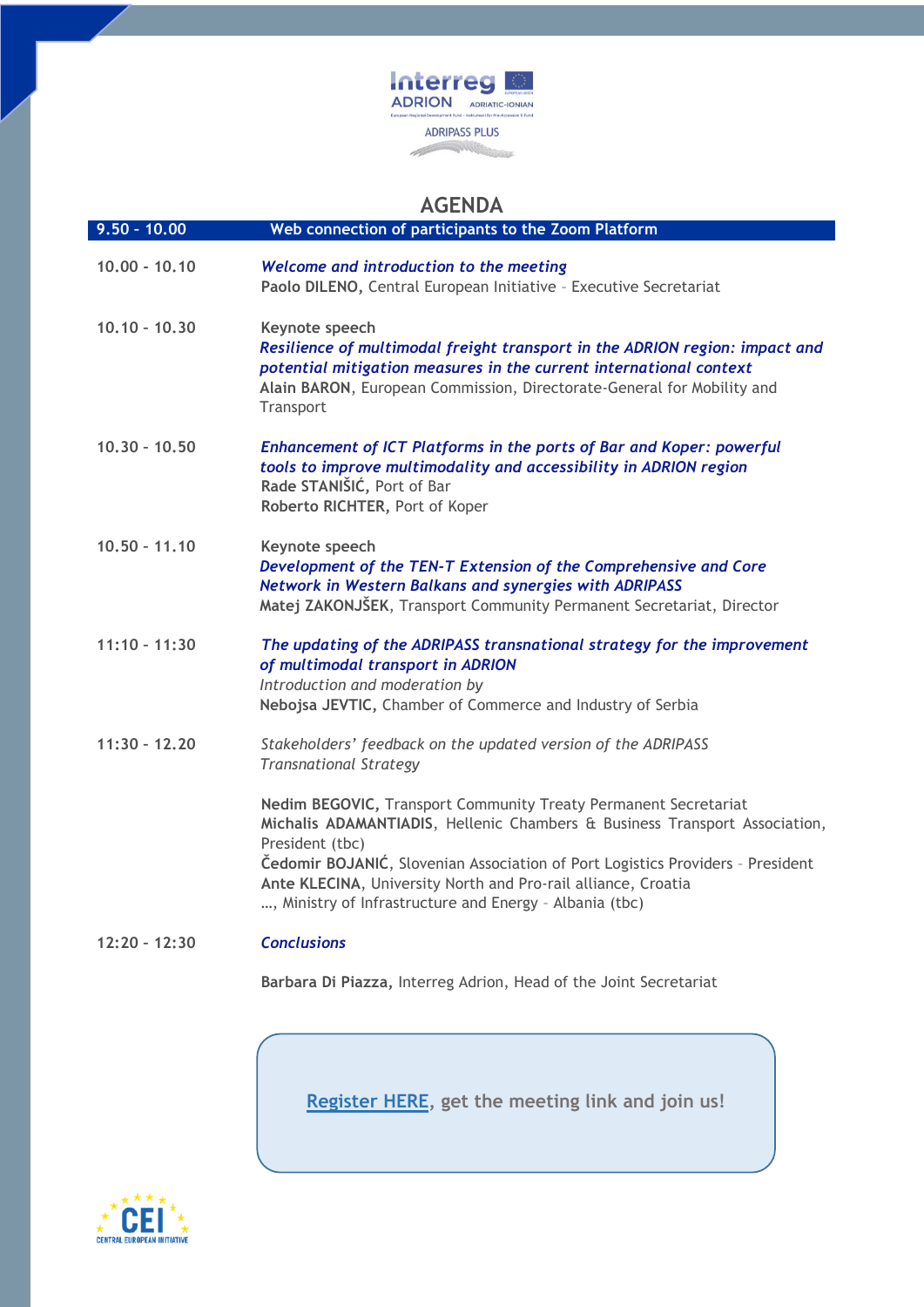Interreg
ADRION
ADRIATIC-IONIAN
ADRIPASS PLUS

## AGENDA

| | |
|---|---|
| **9.50 - 10.00** | **Web connection of participants to the Zoom Platform** |
| **10.00 - 10.10** | ***Welcome and introduction to the meeting***<br>**Paolo DILENO,** Central European Initiative – Executive Secretariat |
| **10.10 - 10.30** | Keynote speech<br>***Resilience of multimodal freight transport in the ADRION region: impact and potential mitigation measures in the current international context***<br>**Alain BARON**, European Commission, Directorate-General for Mobility and Transport |
| **10.30 - 10.50** | ***Enhancement of ICT Platforms in the ports of Bar and Koper: powerful tools to improve multimodality and accessibility in ADRION region***<br>**Rade STANIŠIĆ,** Port of Bar<br>**Roberto RICHTER,** Port of Koper |
| **10.50 - 11.10** | Keynote speech<br>***Development of the TEN-T Extension of the Comprehensive and Core Network in Western Balkans and synergies with ADRIPASS***<br>**Matej ZAKONJŠEK**, Transport Community Permanent Secretariat, Director |
| **11:10 - 11:30** | ***The updating of the ADRIPASS transnational strategy for the improvement of multimodal transport in ADRION***<br>*Introduction and moderation by*<br>**Nebojsa JEVTIC,** Chamber of Commerce and Industry of Serbia |
| **11:30 - 12.20** | *Stakeholders' feedback on the updated version of the ADRIPASS Transnational Strategy*<br><br>**Nedim BEGOVIC,** Transport Community Treaty Permanent Secretariat<br>**Michalis ADAMANTIADIS**, Hellenic Chambers & Business Transport Association, President (tbc)<br>**Čedomir BOJANIĆ**, Slovenian Association of Port Logistics Providers – President<br>**Ante KLECINA**, University North and Pro-rail alliance, Croatia<br>…, Ministry of Infrastructure and Energy – Albania (tbc) |
| **12:20 - 12:30** | ***Conclusions***<br><br>**Barbara Di Piazza,** Interreg Adrion, Head of the Joint Secretariat |

**Register HERE, get the meeting link and join us!**

CEI
CENTRAL EUROPEAN INITIATIVE